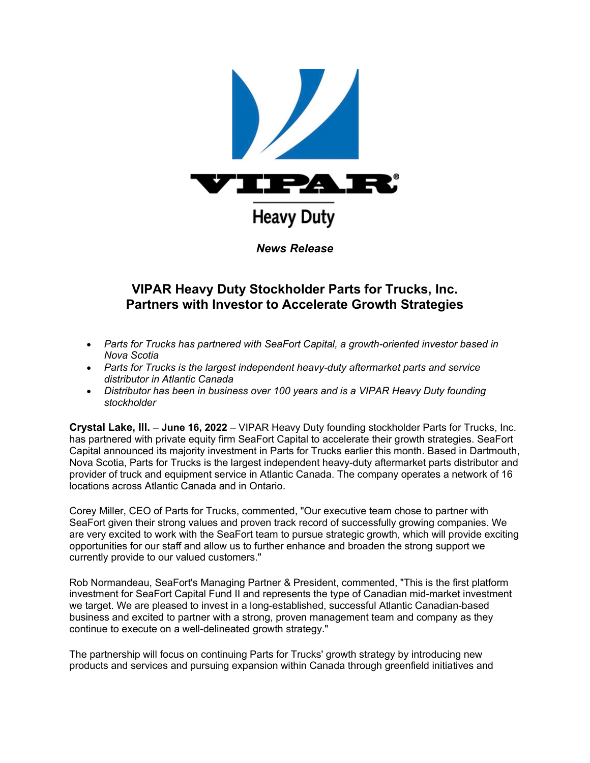VIPAR® Heavy Duty

*News Release*

# VIPAR Heavy Duty Stockholder Parts for Trucks, Inc. Partners with Investor to Accelerate Growth Strategies

- *Parts for Trucks has partnered with SeaFort Capital, a growth-oriented investor based in Nova Scotia*
- *Parts for Trucks is the largest independent heavy-duty aftermarket parts and service distributor in Atlantic Canada*
- *Distributor has been in business over 100 years and is a VIPAR Heavy Duty founding stockholder*

**Crystal Lake, Ill.** – **June 16, 2022** – VIPAR Heavy Duty founding stockholder Parts for Trucks, Inc. has partnered with private equity firm SeaFort Capital to accelerate their growth strategies. SeaFort Capital announced its majority investment in Parts for Trucks earlier this month. Based in Dartmouth, Nova Scotia, Parts for Trucks is the largest independent heavy-duty aftermarket parts distributor and provider of truck and equipment service in Atlantic Canada. The company operates a network of 16 locations across Atlantic Canada and in Ontario.

Corey Miller, CEO of Parts for Trucks, commented, "Our executive team chose to partner with SeaFort given their strong values and proven track record of successfully growing companies. We are very excited to work with the SeaFort team to pursue strategic growth, which will provide exciting opportunities for our staff and allow us to further enhance and broaden the strong support we currently provide to our valued customers."

Rob Normandeau, SeaFort's Managing Partner & President, commented, "This is the first platform investment for SeaFort Capital Fund II and represents the type of Canadian mid-market investment we target. We are pleased to invest in a long-established, successful Atlantic Canadian-based business and excited to partner with a strong, proven management team and company as they continue to execute on a well-delineated growth strategy."

The partnership will focus on continuing Parts for Trucks' growth strategy by introducing new products and services and pursuing expansion within Canada through greenfield initiatives and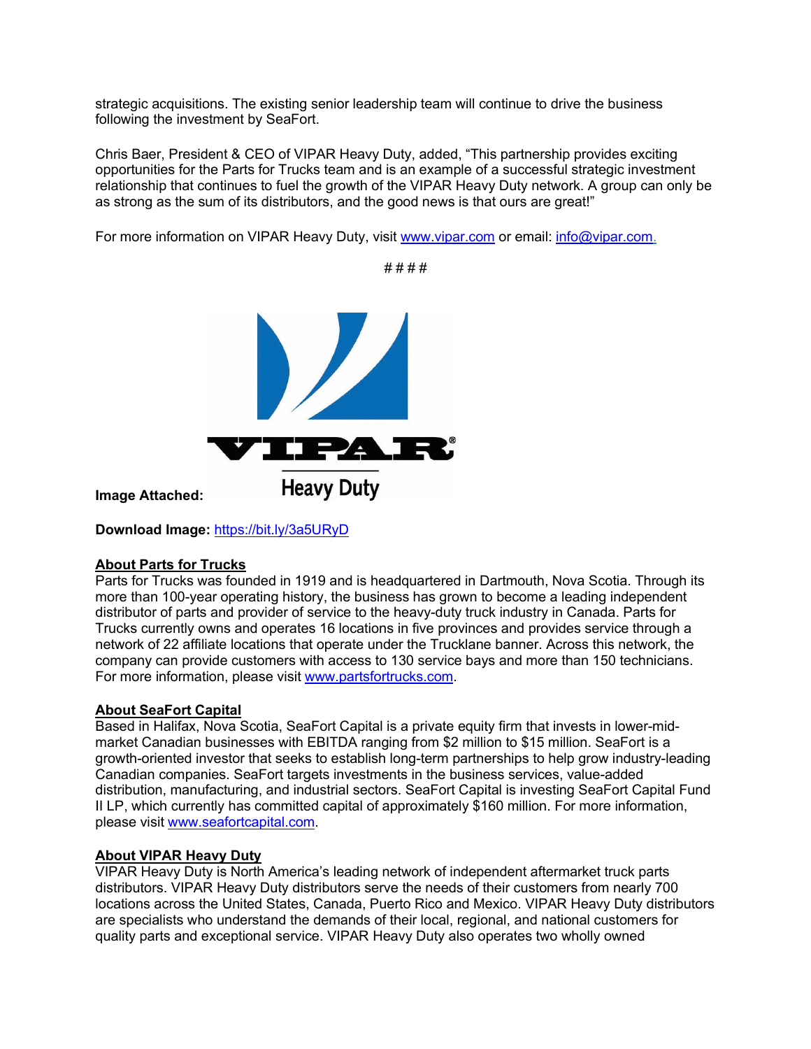strategic acquisitions. The existing senior leadership team will continue to drive the business following the investment by SeaFort.

Chris Baer, President & CEO of VIPAR Heavy Duty, added, “This partnership provides exciting opportunities for the Parts for Trucks team and is an example of a successful strategic investment relationship that continues to fuel the growth of the VIPAR Heavy Duty network. A group can only be as strong as the sum of its distributors, and the good news is that ours are great!”

For more information on VIPAR Heavy Duty, visit www.vipar.com or email: info@vipar.com.

\# # # #

**Image Attached:**

**Download Image:** https://bit.ly/3a5URyD

**About Parts for Trucks**

Parts for Trucks was founded in 1919 and is headquartered in Dartmouth, Nova Scotia. Through its more than 100-year operating history, the business has grown to become a leading independent distributor of parts and provider of service to the heavy-duty truck industry in Canada. Parts for Trucks currently owns and operates 16 locations in five provinces and provides service through a network of 22 affiliate locations that operate under the Trucklane banner. Across this network, the company can provide customers with access to 130 service bays and more than 150 technicians. For more information, please visit www.partsfortrucks.com.

**About SeaFort Capital**

Based in Halifax, Nova Scotia, SeaFort Capital is a private equity firm that invests in lower-mid-market Canadian businesses with EBITDA ranging from $2 million to $15 million. SeaFort is a growth-oriented investor that seeks to establish long-term partnerships to help grow industry-leading Canadian companies. SeaFort targets investments in the business services, value-added distribution, manufacturing, and industrial sectors. SeaFort Capital is investing SeaFort Capital Fund II LP, which currently has committed capital of approximately $160 million. For more information, please visit www.seafortcapital.com.

**About VIPAR Heavy Duty**

VIPAR Heavy Duty is North America’s leading network of independent aftermarket truck parts distributors. VIPAR Heavy Duty distributors serve the needs of their customers from nearly 700 locations across the United States, Canada, Puerto Rico and Mexico. VIPAR Heavy Duty distributors are specialists who understand the demands of their local, regional, and national customers for quality parts and exceptional service. VIPAR Heavy Duty also operates two wholly owned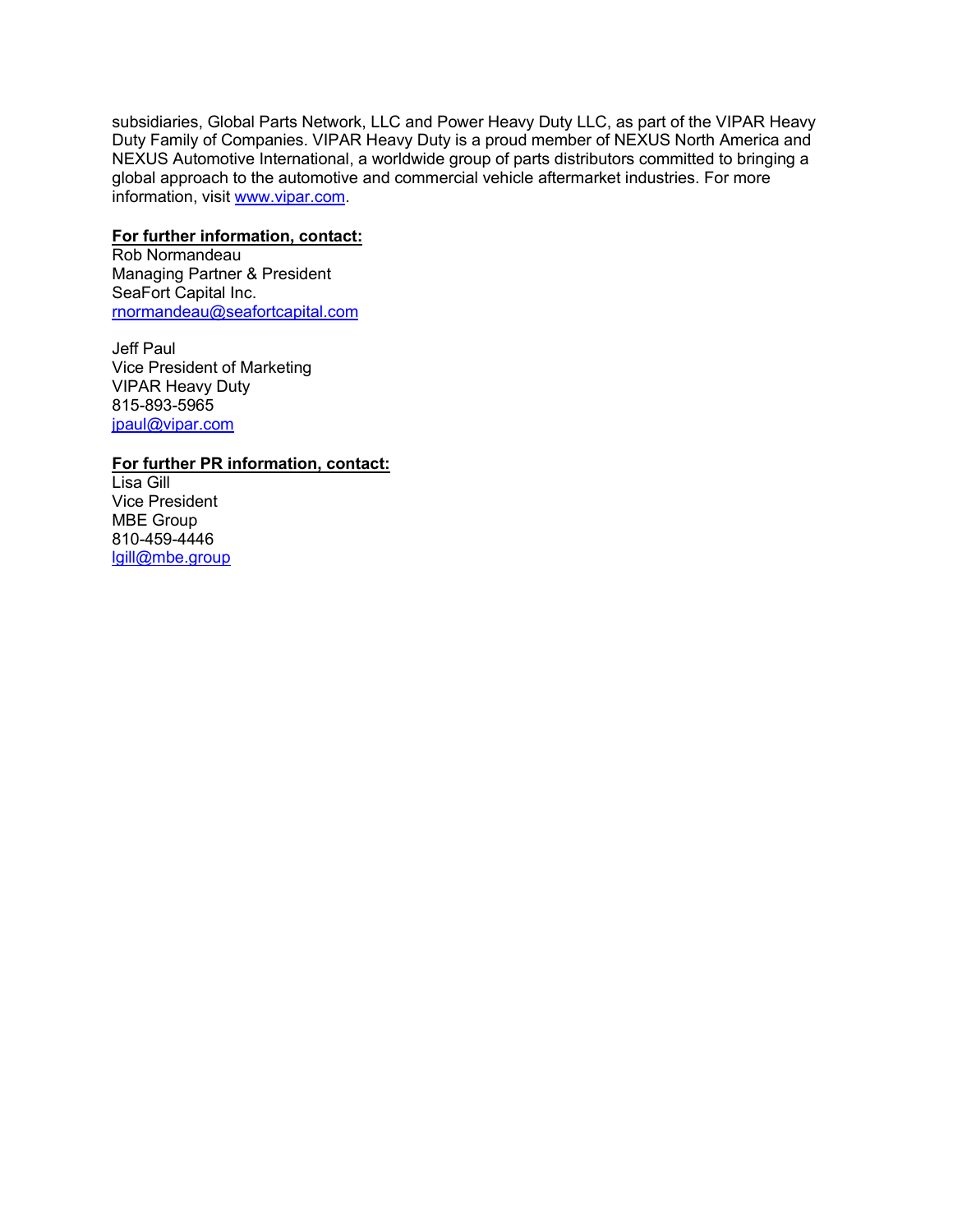subsidiaries, Global Parts Network, LLC and Power Heavy Duty LLC, as part of the VIPAR Heavy Duty Family of Companies. VIPAR Heavy Duty is a proud member of NEXUS North America and NEXUS Automotive International, a worldwide group of parts distributors committed to bringing a global approach to the automotive and commercial vehicle aftermarket industries. For more information, visit www.vipar.com.

**For further information, contact:**
Rob Normandeau
Managing Partner & President
SeaFort Capital Inc.
rnormandeau@seafortcapital.com

Jeff Paul
Vice President of Marketing
VIPAR Heavy Duty
815-893-5965
jpaul@vipar.com

**For further PR information, contact:**
Lisa Gill
Vice President
MBE Group
810-459-4446
lgill@mbe.group